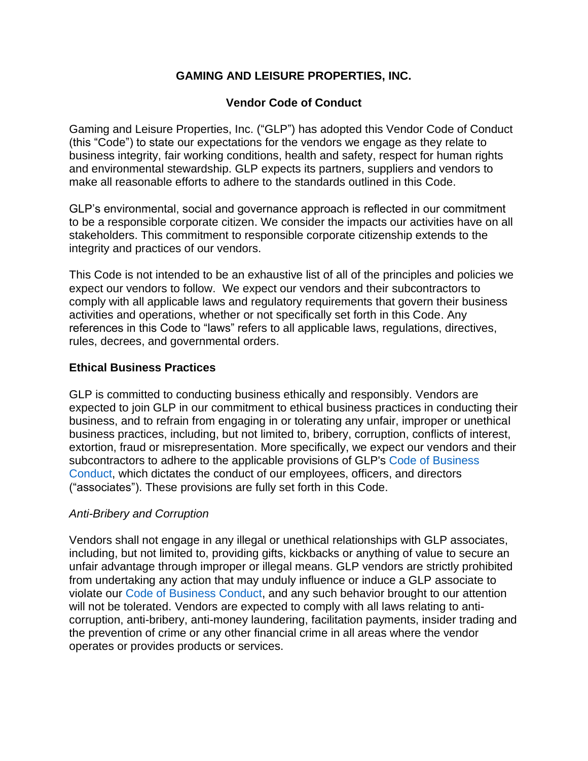# GAMING AND LEISURE PROPERTIES, INC.

## Vendor Code of Conduct

Gaming and Leisure Properties, Inc. ("GLP") has adopted this Vendor Code of Conduct (this "Code") to state our expectations for the vendors we engage as they relate to business integrity, fair working conditions, health and safety, respect for human rights and environmental stewardship. GLP expects its partners, suppliers and vendors to make all reasonable efforts to adhere to the standards outlined in this Code.

GLP's environmental, social and governance approach is reflected in our commitment to be a responsible corporate citizen. We consider the impacts our activities have on all stakeholders. This commitment to responsible corporate citizenship extends to the integrity and practices of our vendors.

This Code is not intended to be an exhaustive list of all of the principles and policies we expect our vendors to follow. We expect our vendors and their subcontractors to comply with all applicable laws and regulatory requirements that govern their business activities and operations, whether or not specifically set forth in this Code. Any references in this Code to "laws" refers to all applicable laws, regulations, directives, rules, decrees, and governmental orders.

### Ethical Business Practices

GLP is committed to conducting business ethically and responsibly. Vendors are expected to join GLP in our commitment to ethical business practices in conducting their business, and to refrain from engaging in or tolerating any unfair, improper or unethical business practices, including, but not limited to, bribery, corruption, conflicts of interest, extortion, fraud or misrepresentation. More specifically, we expect our vendors and their subcontractors to adhere to the applicable provisions of GLP's Code of Business Conduct, which dictates the conduct of our employees, officers, and directors ("associates"). These provisions are fully set forth in this Code.

*Anti-Bribery and Corruption*

Vendors shall not engage in any illegal or unethical relationships with GLP associates, including, but not limited to, providing gifts, kickbacks or anything of value to secure an unfair advantage through improper or illegal means. GLP vendors are strictly prohibited from undertaking any action that may unduly influence or induce a GLP associate to violate our Code of Business Conduct, and any such behavior brought to our attention will not be tolerated. Vendors are expected to comply with all laws relating to anti-corruption, anti-bribery, anti-money laundering, facilitation payments, insider trading and the prevention of crime or any other financial crime in all areas where the vendor operates or provides products or services.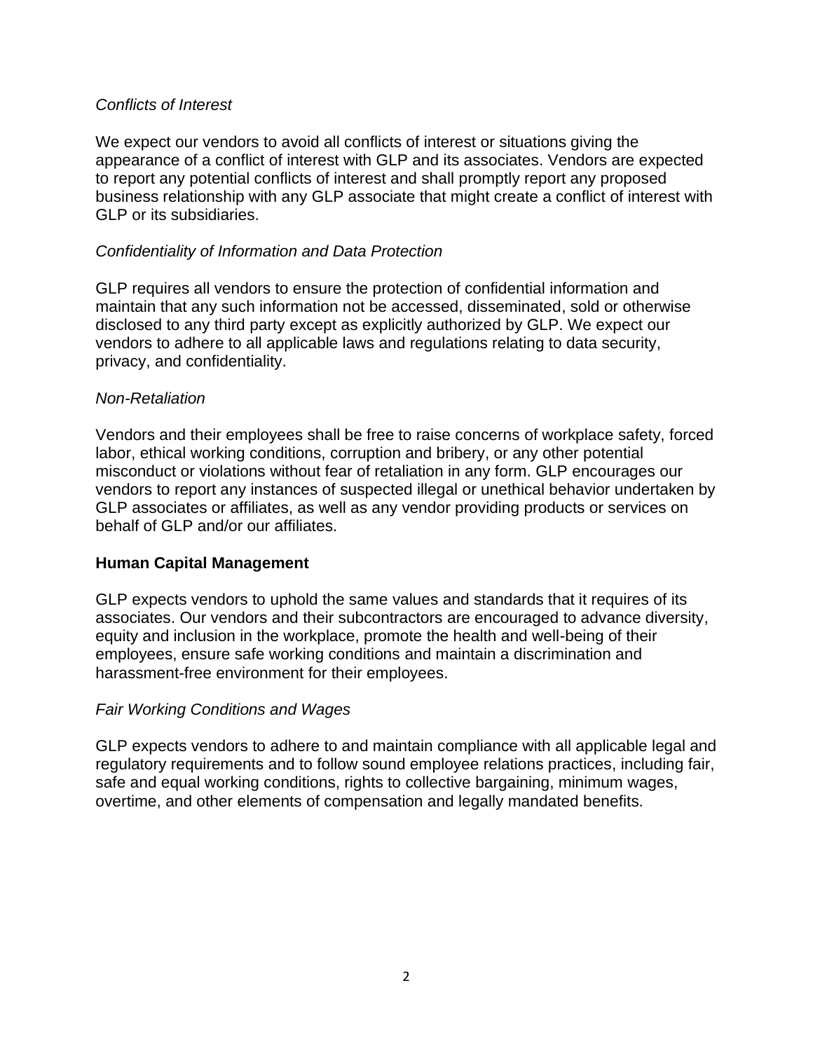*Conflicts of Interest*

We expect our vendors to avoid all conflicts of interest or situations giving the appearance of a conflict of interest with GLP and its associates. Vendors are expected to report any potential conflicts of interest and shall promptly report any proposed business relationship with any GLP associate that might create a conflict of interest with GLP or its subsidiaries.

*Confidentiality of Information and Data Protection*

GLP requires all vendors to ensure the protection of confidential information and maintain that any such information not be accessed, disseminated, sold or otherwise disclosed to any third party except as explicitly authorized by GLP. We expect our vendors to adhere to all applicable laws and regulations relating to data security, privacy, and confidentiality.

*Non-Retaliation*

Vendors and their employees shall be free to raise concerns of workplace safety, forced labor, ethical working conditions, corruption and bribery, or any other potential misconduct or violations without fear of retaliation in any form. GLP encourages our vendors to report any instances of suspected illegal or unethical behavior undertaken by GLP associates or affiliates, as well as any vendor providing products or services on behalf of GLP and/or our affiliates.

**Human Capital Management**

GLP expects vendors to uphold the same values and standards that it requires of its associates. Our vendors and their subcontractors are encouraged to advance diversity, equity and inclusion in the workplace, promote the health and well-being of their employees, ensure safe working conditions and maintain a discrimination and harassment-free environment for their employees.

*Fair Working Conditions and Wages*

GLP expects vendors to adhere to and maintain compliance with all applicable legal and regulatory requirements and to follow sound employee relations practices, including fair, safe and equal working conditions, rights to collective bargaining, minimum wages, overtime, and other elements of compensation and legally mandated benefits.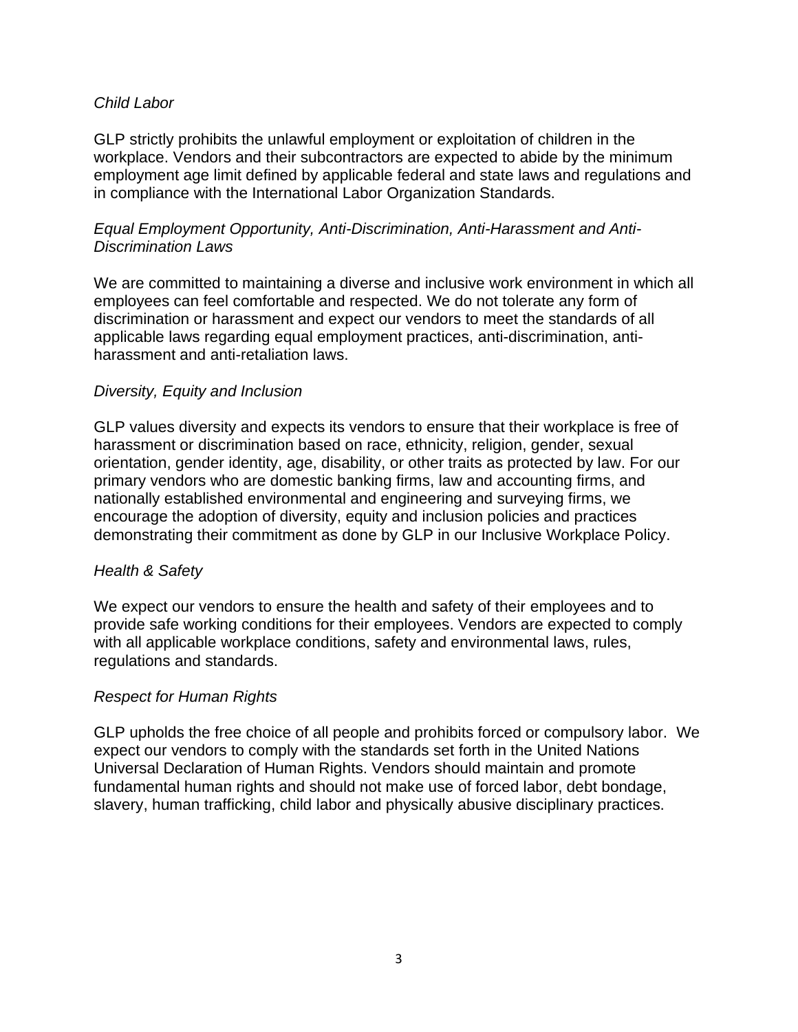*Child Labor*

GLP strictly prohibits the unlawful employment or exploitation of children in the workplace. Vendors and their subcontractors are expected to abide by the minimum employment age limit defined by applicable federal and state laws and regulations and in compliance with the International Labor Organization Standards.

*Equal Employment Opportunity, Anti-Discrimination, Anti-Harassment and Anti-Discrimination Laws*

We are committed to maintaining a diverse and inclusive work environment in which all employees can feel comfortable and respected. We do not tolerate any form of discrimination or harassment and expect our vendors to meet the standards of all applicable laws regarding equal employment practices, anti-discrimination, anti-harassment and anti-retaliation laws.

*Diversity, Equity and Inclusion*

GLP values diversity and expects its vendors to ensure that their workplace is free of harassment or discrimination based on race, ethnicity, religion, gender, sexual orientation, gender identity, age, disability, or other traits as protected by law. For our primary vendors who are domestic banking firms, law and accounting firms, and nationally established environmental and engineering and surveying firms, we encourage the adoption of diversity, equity and inclusion policies and practices demonstrating their commitment as done by GLP in our Inclusive Workplace Policy.

*Health & Safety*

We expect our vendors to ensure the health and safety of their employees and to provide safe working conditions for their employees. Vendors are expected to comply with all applicable workplace conditions, safety and environmental laws, rules, regulations and standards.

*Respect for Human Rights*

GLP upholds the free choice of all people and prohibits forced or compulsory labor. We expect our vendors to comply with the standards set forth in the United Nations Universal Declaration of Human Rights. Vendors should maintain and promote fundamental human rights and should not make use of forced labor, debt bondage, slavery, human trafficking, child labor and physically abusive disciplinary practices.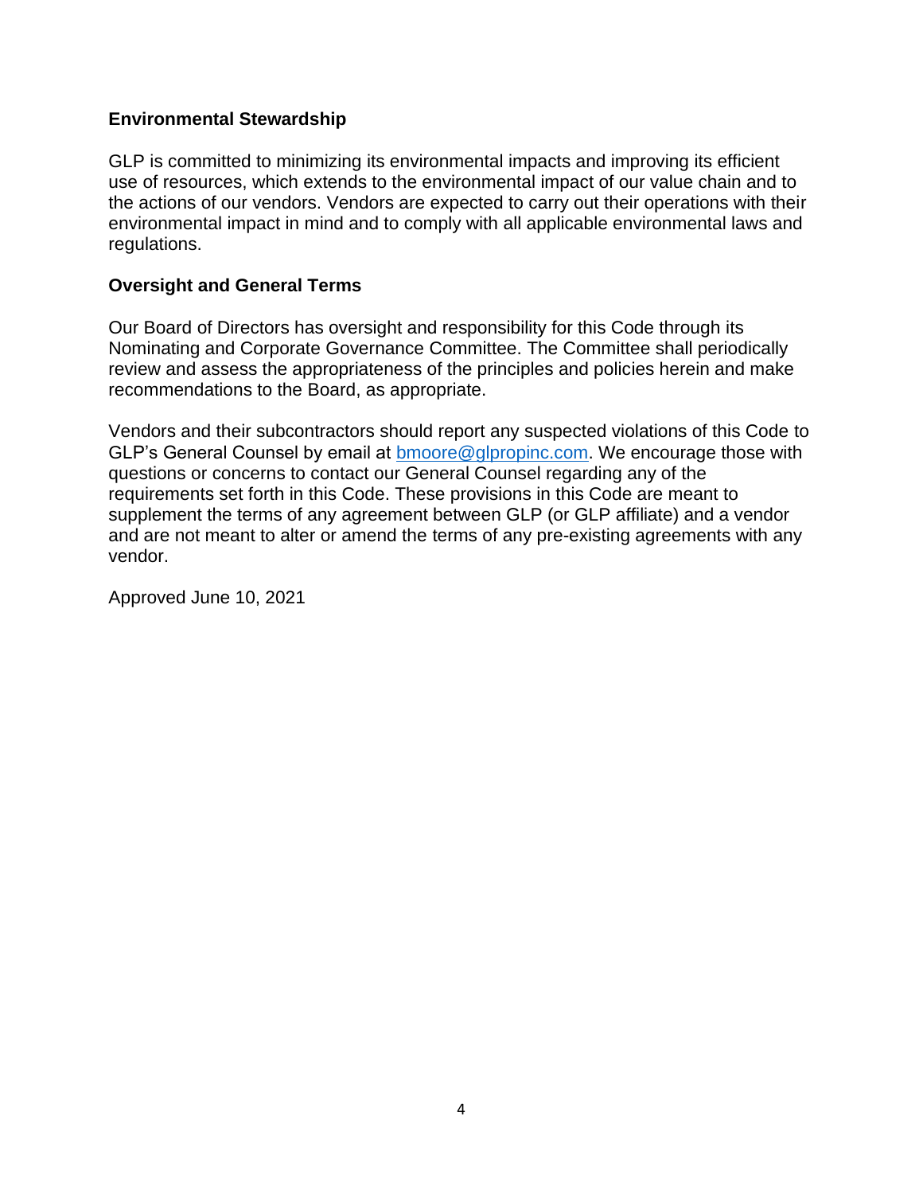## Environmental Stewardship

GLP is committed to minimizing its environmental impacts and improving its efficient use of resources, which extends to the environmental impact of our value chain and to the actions of our vendors. Vendors are expected to carry out their operations with their environmental impact in mind and to comply with all applicable environmental laws and regulations.

## Oversight and General Terms

Our Board of Directors has oversight and responsibility for this Code through its Nominating and Corporate Governance Committee. The Committee shall periodically review and assess the appropriateness of the principles and policies herein and make recommendations to the Board, as appropriate.

Vendors and their subcontractors should report any suspected violations of this Code to GLP's General Counsel by email at bmoore@glpropinc.com. We encourage those with questions or concerns to contact our General Counsel regarding any of the requirements set forth in this Code. These provisions in this Code are meant to supplement the terms of any agreement between GLP (or GLP affiliate) and a vendor and are not meant to alter or amend the terms of any pre-existing agreements with any vendor.

Approved June 10, 2021